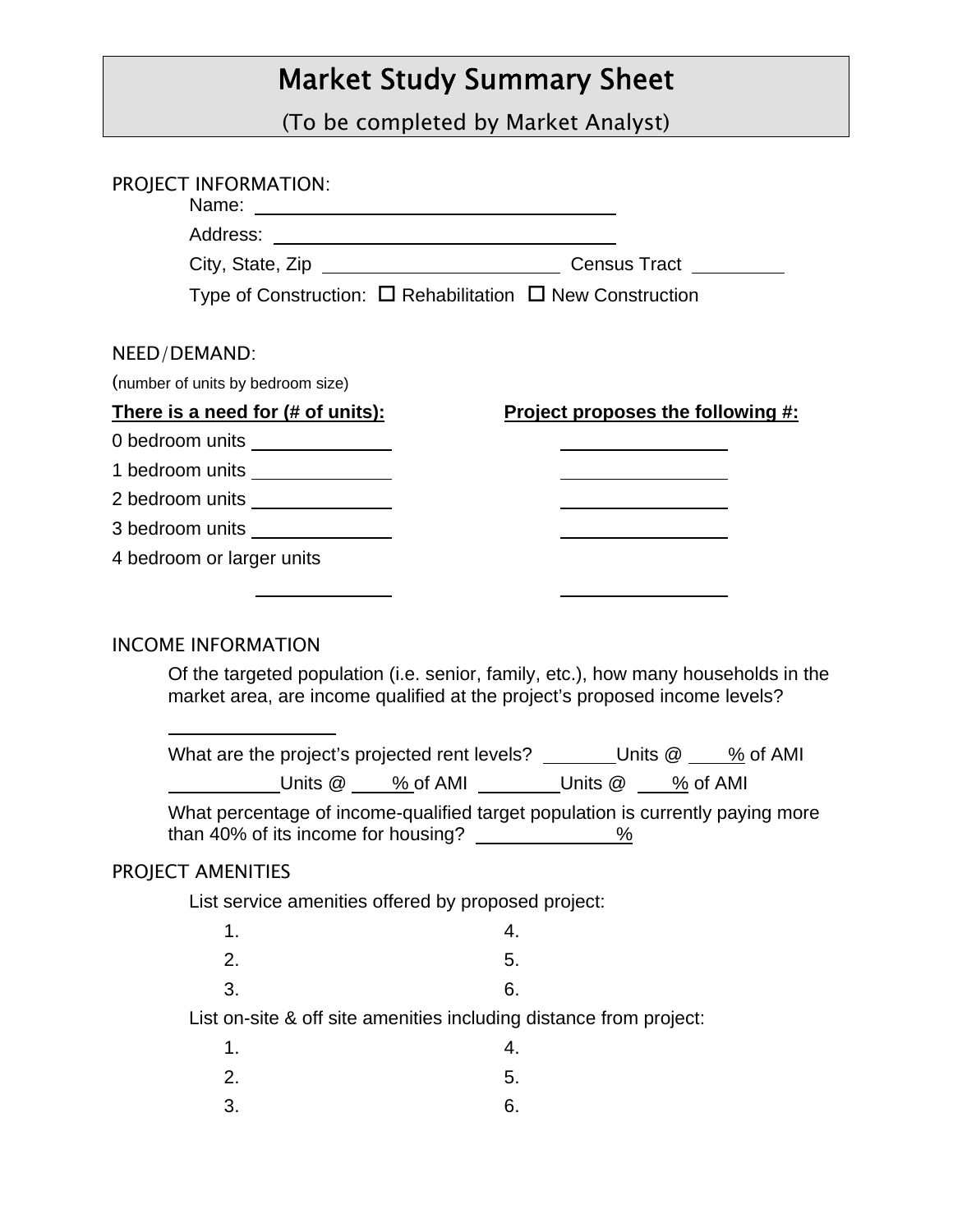# Market Study Summary Sheet

(To be completed by Market Analyst)

PROJECT INFORMATION:

Name: ______________________________

Address: ______________________________

City, State, Zip ____________________ Census Tract ________

Type of Construction: ☐ Rehabilitation ☐ New Construction

NEED/DEMAND:

(number of units by bedroom size)

| **There is a need for (# of units):** | **Project proposes the following #:** |
|---|---|
| 0 bedroom units ____________ | ______________ |
| 1 bedroom units ____________ | ______________ |
| 2 bedroom units ____________ | ______________ |
| 3 bedroom units ____________ | ______________ |
| 4 bedroom or larger units ____________ | ______________ |

INCOME INFORMATION

Of the targeted population (i.e. senior, family, etc.), how many households in the market area, are income qualified at the project's proposed income levels?

______________

What are the project's projected rent levels? _______Units @ ____% of AMI

__________Units @ ____% of AMI ________Units @ ____% of AMI

What percentage of income-qualified target population is currently paying more than 40% of its income for housing? ____________%

PROJECT AMENITIES

List service amenities offered by proposed project:

1. 
2. 
3. 
4. 
5. 
6. 

List on-site & off site amenities including distance from project:

1. 
2. 
3. 
4. 
5. 
6.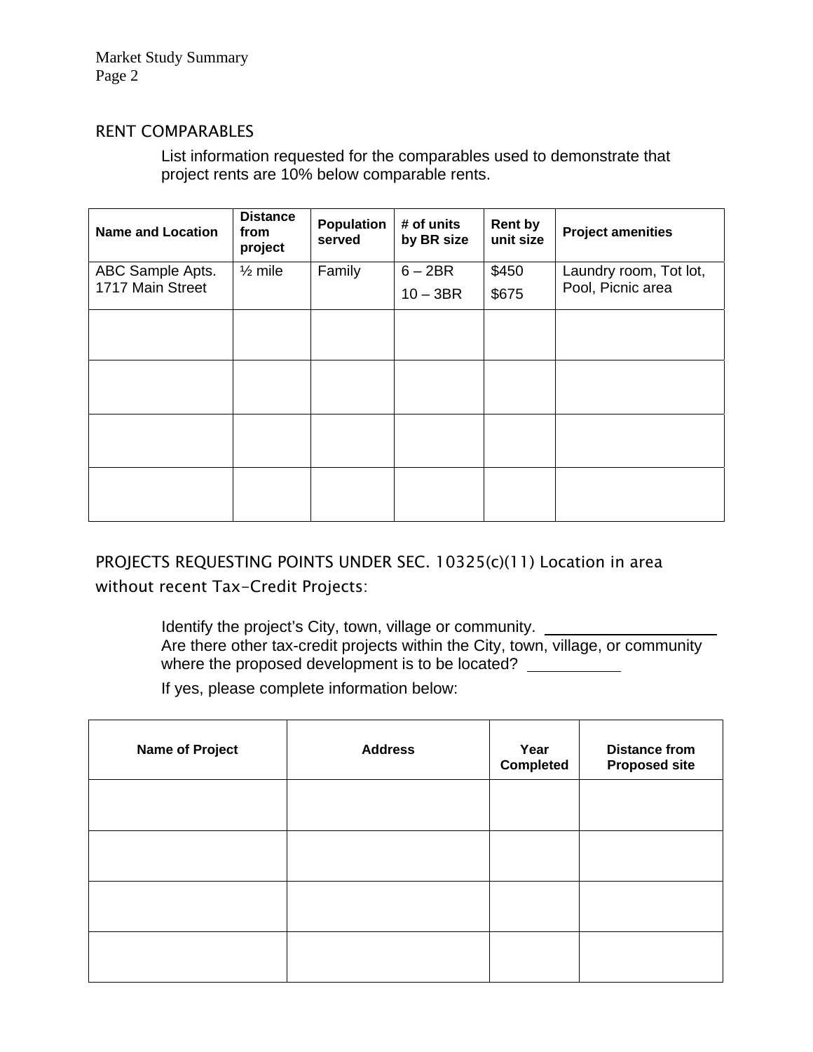## RENT COMPARABLES

List information requested for the comparables used to demonstrate that project rents are 10% below comparable rents.

| Name and Location | Distance from project | Population served | # of units by BR size | Rent by unit size | Project amenities |
|---|---|---|---|---|---|
| ABC Sample Apts. 1717 Main Street | ½ mile | Family | 6 – 2BR<br>10 – 3BR | \$450<br>\$675 | Laundry room, Tot lot, Pool, Picnic area |
| | | | | | |
| | | | | | |
| | | | | | |
| | | | | | |

## PROJECTS REQUESTING POINTS UNDER SEC. 10325(c)(11) Location in area without recent Tax-Credit Projects:

Identify the project's City, town, village or community. ____________________
Are there other tax-credit projects within the City, town, village, or community where the proposed development is to be located? __________

If yes, please complete information below:

| Name of Project | Address | Year Completed | Distance from Proposed site |
|---|---|---|---|
| | | | |
| | | | |
| | | | |
| | | | |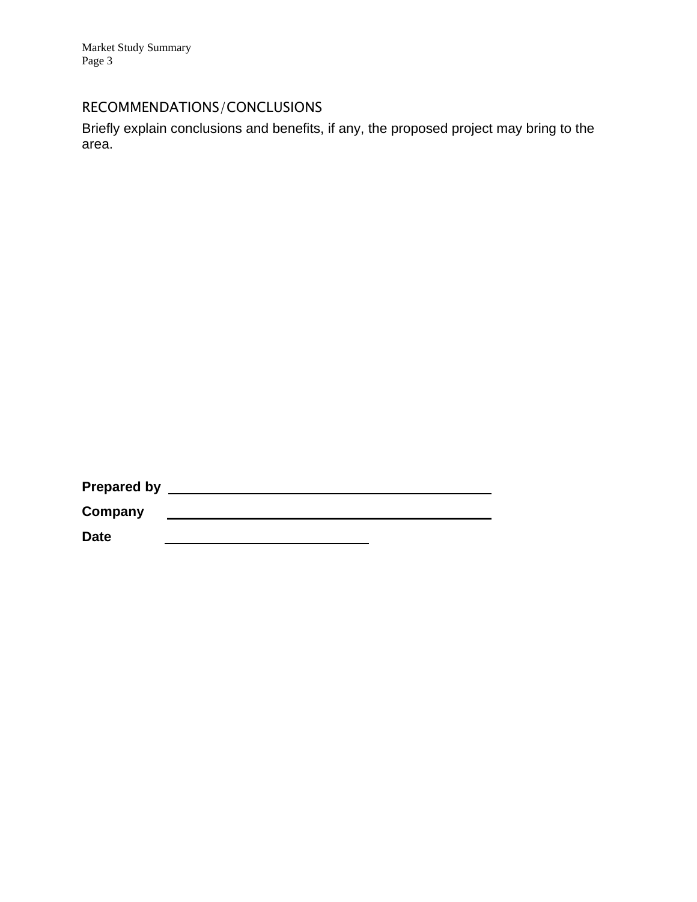## RECOMMENDATIONS/CONCLUSIONS

Briefly explain conclusions and benefits, if any, the proposed project may bring to the area.

**Prepared by** \_\_\_\_\_\_\_\_\_\_\_\_\_\_\_\_\_\_\_\_\_\_\_\_\_\_\_\_\_\_\_\_\_\_\_\_\_\_\_\_

**Company** \_\_\_\_\_\_\_\_\_\_\_\_\_\_\_\_\_\_\_\_\_\_\_\_\_\_\_\_\_\_\_\_\_\_\_\_\_\_\_\_

**Date** \_\_\_\_\_\_\_\_\_\_\_\_\_\_\_\_\_\_\_\_\_\_\_\_\_\_